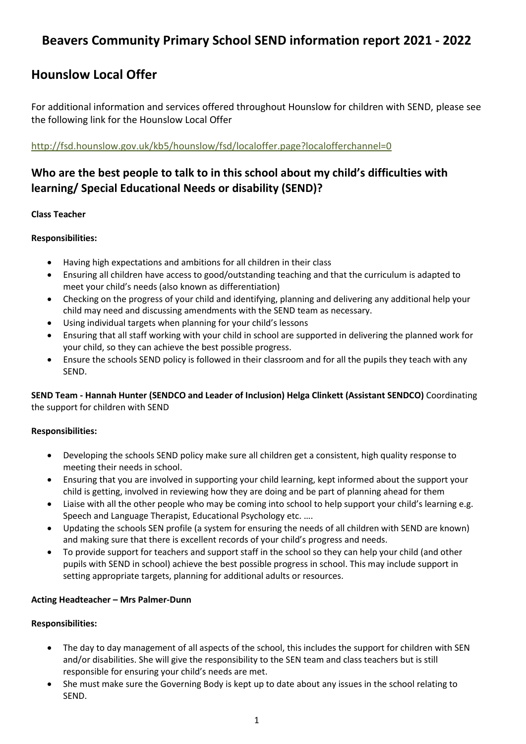# Beavers Community Primary School SEND information report 2021 - 2022

## Hounslow Local Offer

For additional information and services offered throughout Hounslow for children with SEND, please see the following link for the Hounslow Local Offer

http://fsd.hounslow.gov.uk/kb5/hounslow/fsd/localoffer.page?localofferchannel=0

## Who are the best people to talk to in this school about my child's difficulties with learning/ Special Educational Needs or disability (SEND)?

**Class Teacher**

**Responsibilities:**

- Having high expectations and ambitions for all children in their class
- Ensuring all children have access to good/outstanding teaching and that the curriculum is adapted to meet your child's needs (also known as differentiation)
- Checking on the progress of your child and identifying, planning and delivering any additional help your child may need and discussing amendments with the SEND team as necessary.
- Using individual targets when planning for your child's lessons
- Ensuring that all staff working with your child in school are supported in delivering the planned work for your child, so they can achieve the best possible progress.
- Ensure the schools SEND policy is followed in their classroom and for all the pupils they teach with any SEND.

**SEND Team - Hannah Hunter (SENDCO and Leader of Inclusion) Helga Clinkett (Assistant SENDCO)** Coordinating the support for children with SEND

**Responsibilities:**

- Developing the schools SEND policy make sure all children get a consistent, high quality response to meeting their needs in school.
- Ensuring that you are involved in supporting your child learning, kept informed about the support your child is getting, involved in reviewing how they are doing and be part of planning ahead for them
- Liaise with all the other people who may be coming into school to help support your child's learning e.g. Speech and Language Therapist, Educational Psychology etc. ….
- Updating the schools SEN profile (a system for ensuring the needs of all children with SEND are known) and making sure that there is excellent records of your child's progress and needs.
- To provide support for teachers and support staff in the school so they can help your child (and other pupils with SEND in school) achieve the best possible progress in school. This may include support in setting appropriate targets, planning for additional adults or resources.

**Acting Headteacher – Mrs Palmer-Dunn**

**Responsibilities:**

- The day to day management of all aspects of the school, this includes the support for children with SEN and/or disabilities. She will give the responsibility to the SEN team and class teachers but is still responsible for ensuring your child's needs are met.
- She must make sure the Governing Body is kept up to date about any issues in the school relating to SEND.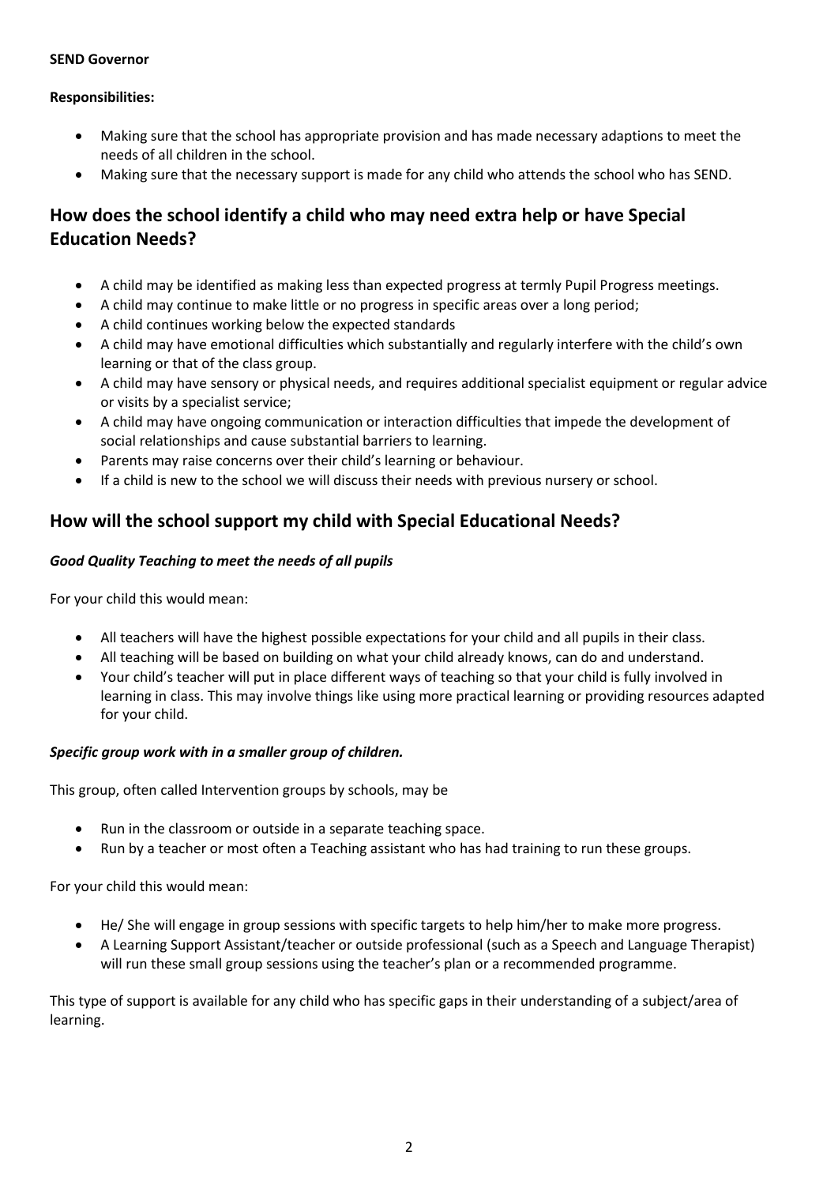**SEND Governor**

**Responsibilities:**

- Making sure that the school has appropriate provision and has made necessary adaptions to meet the needs of all children in the school.
- Making sure that the necessary support is made for any child who attends the school who has SEND.

## How does the school identify a child who may need extra help or have Special Education Needs?

- A child may be identified as making less than expected progress at termly Pupil Progress meetings.
- A child may continue to make little or no progress in specific areas over a long period;
- A child continues working below the expected standards
- A child may have emotional difficulties which substantially and regularly interfere with the child's own learning or that of the class group.
- A child may have sensory or physical needs, and requires additional specialist equipment or regular advice or visits by a specialist service;
- A child may have ongoing communication or interaction difficulties that impede the development of social relationships and cause substantial barriers to learning.
- Parents may raise concerns over their child's learning or behaviour.
- If a child is new to the school we will discuss their needs with previous nursery or school.

## How will the school support my child with Special Educational Needs?

***Good Quality Teaching to meet the needs of all pupils***

For your child this would mean:

- All teachers will have the highest possible expectations for your child and all pupils in their class.
- All teaching will be based on building on what your child already knows, can do and understand.
- Your child's teacher will put in place different ways of teaching so that your child is fully involved in learning in class. This may involve things like using more practical learning or providing resources adapted for your child.

***Specific group work with in a smaller group of children.***

This group, often called Intervention groups by schools, may be

- Run in the classroom or outside in a separate teaching space.
- Run by a teacher or most often a Teaching assistant who has had training to run these groups.

For your child this would mean:

- He/ She will engage in group sessions with specific targets to help him/her to make more progress.
- A Learning Support Assistant/teacher or outside professional (such as a Speech and Language Therapist) will run these small group sessions using the teacher's plan or a recommended programme.

This type of support is available for any child who has specific gaps in their understanding of a subject/area of learning.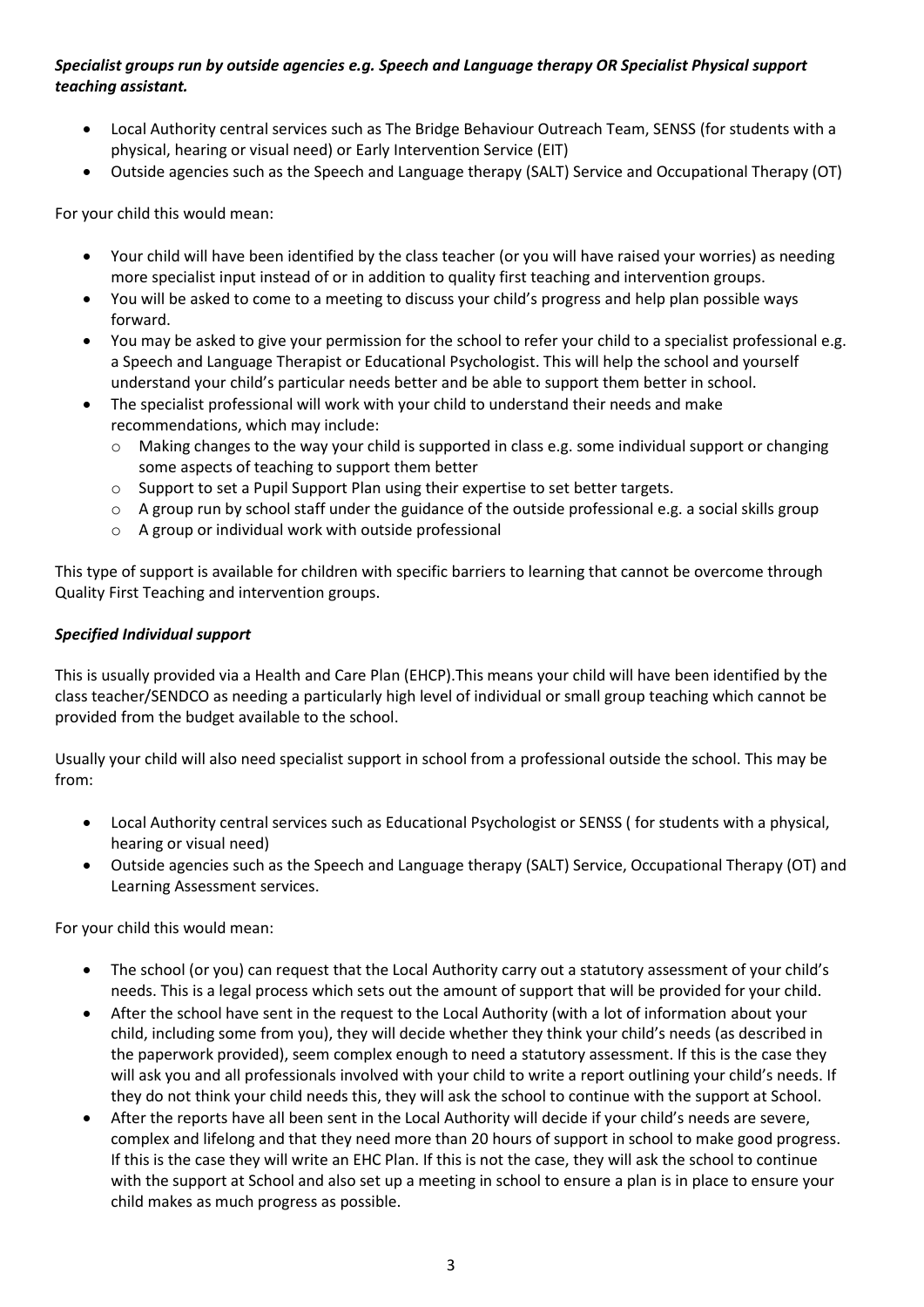***Specialist groups run by outside agencies e.g. Speech and Language therapy OR Specialist Physical support teaching assistant.***

- Local Authority central services such as The Bridge Behaviour Outreach Team, SENSS (for students with a physical, hearing or visual need) or Early Intervention Service (EIT)
- Outside agencies such as the Speech and Language therapy (SALT) Service and Occupational Therapy (OT)

For your child this would mean:

- Your child will have been identified by the class teacher (or you will have raised your worries) as needing more specialist input instead of or in addition to quality first teaching and intervention groups.
- You will be asked to come to a meeting to discuss your child's progress and help plan possible ways forward.
- You may be asked to give your permission for the school to refer your child to a specialist professional e.g. a Speech and Language Therapist or Educational Psychologist. This will help the school and yourself understand your child's particular needs better and be able to support them better in school.
- The specialist professional will work with your child to understand their needs and make recommendations, which may include:
  - Making changes to the way your child is supported in class e.g. some individual support or changing some aspects of teaching to support them better
  - Support to set a Pupil Support Plan using their expertise to set better targets.
  - A group run by school staff under the guidance of the outside professional e.g. a social skills group
  - A group or individual work with outside professional

This type of support is available for children with specific barriers to learning that cannot be overcome through Quality First Teaching and intervention groups.

***Specified Individual support***

This is usually provided via a Health and Care Plan (EHCP).This means your child will have been identified by the class teacher/SENDCO as needing a particularly high level of individual or small group teaching which cannot be provided from the budget available to the school.

Usually your child will also need specialist support in school from a professional outside the school. This may be from:

- Local Authority central services such as Educational Psychologist or SENSS ( for students with a physical, hearing or visual need)
- Outside agencies such as the Speech and Language therapy (SALT) Service, Occupational Therapy (OT) and Learning Assessment services.

For your child this would mean:

- The school (or you) can request that the Local Authority carry out a statutory assessment of your child's needs. This is a legal process which sets out the amount of support that will be provided for your child.
- After the school have sent in the request to the Local Authority (with a lot of information about your child, including some from you), they will decide whether they think your child's needs (as described in the paperwork provided), seem complex enough to need a statutory assessment. If this is the case they will ask you and all professionals involved with your child to write a report outlining your child's needs. If they do not think your child needs this, they will ask the school to continue with the support at School.
- After the reports have all been sent in the Local Authority will decide if your child's needs are severe, complex and lifelong and that they need more than 20 hours of support in school to make good progress. If this is the case they will write an EHC Plan. If this is not the case, they will ask the school to continue with the support at School and also set up a meeting in school to ensure a plan is in place to ensure your child makes as much progress as possible.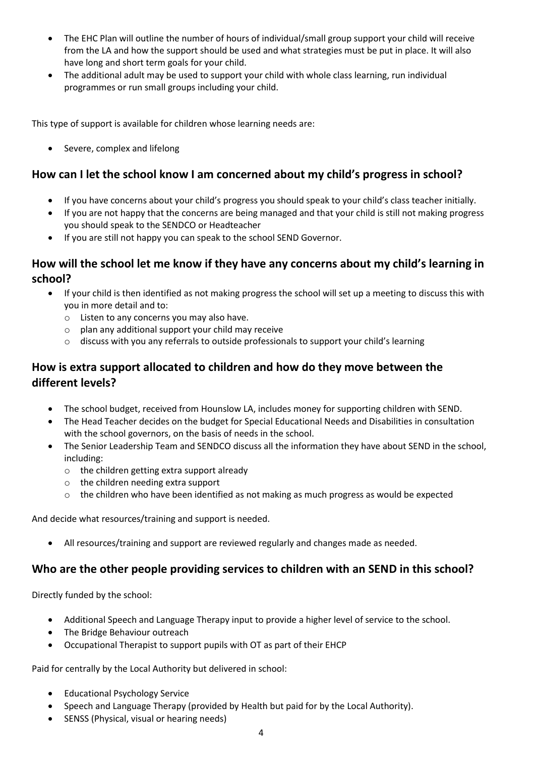- The EHC Plan will outline the number of hours of individual/small group support your child will receive from the LA and how the support should be used and what strategies must be put in place. It will also have long and short term goals for your child.
- The additional adult may be used to support your child with whole class learning, run individual programmes or run small groups including your child.

This type of support is available for children whose learning needs are:

- Severe, complex and lifelong

## How can I let the school know I am concerned about my child's progress in school?

- If you have concerns about your child's progress you should speak to your child's class teacher initially.
- If you are not happy that the concerns are being managed and that your child is still not making progress you should speak to the SENDCO or Headteacher
- If you are still not happy you can speak to the school SEND Governor.

## How will the school let me know if they have any concerns about my child's learning in school?

- If your child is then identified as not making progress the school will set up a meeting to discuss this with you in more detail and to:
  - Listen to any concerns you may also have.
  - plan any additional support your child may receive
  - discuss with you any referrals to outside professionals to support your child's learning

## How is extra support allocated to children and how do they move between the different levels?

- The school budget, received from Hounslow LA, includes money for supporting children with SEND.
- The Head Teacher decides on the budget for Special Educational Needs and Disabilities in consultation with the school governors, on the basis of needs in the school.
- The Senior Leadership Team and SENDCO discuss all the information they have about SEND in the school, including:
  - the children getting extra support already
  - the children needing extra support
  - the children who have been identified as not making as much progress as would be expected

And decide what resources/training and support is needed.

- All resources/training and support are reviewed regularly and changes made as needed.

## Who are the other people providing services to children with an SEND in this school?

Directly funded by the school:

- Additional Speech and Language Therapy input to provide a higher level of service to the school.
- The Bridge Behaviour outreach
- Occupational Therapist to support pupils with OT as part of their EHCP

Paid for centrally by the Local Authority but delivered in school:

- Educational Psychology Service
- Speech and Language Therapy (provided by Health but paid for by the Local Authority).
- SENSS (Physical, visual or hearing needs)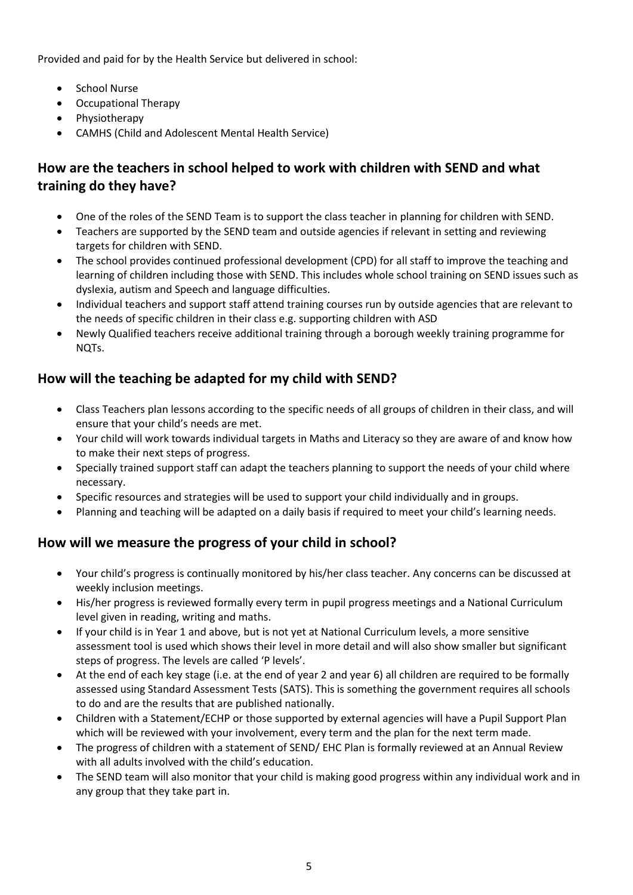Provided and paid for by the Health Service but delivered in school:

- School Nurse
- Occupational Therapy
- Physiotherapy
- CAMHS (Child and Adolescent Mental Health Service)

## How are the teachers in school helped to work with children with SEND and what training do they have?

- One of the roles of the SEND Team is to support the class teacher in planning for children with SEND.
- Teachers are supported by the SEND team and outside agencies if relevant in setting and reviewing targets for children with SEND.
- The school provides continued professional development (CPD) for all staff to improve the teaching and learning of children including those with SEND. This includes whole school training on SEND issues such as dyslexia, autism and Speech and language difficulties.
- Individual teachers and support staff attend training courses run by outside agencies that are relevant to the needs of specific children in their class e.g. supporting children with ASD
- Newly Qualified teachers receive additional training through a borough weekly training programme for NQTs.

## How will the teaching be adapted for my child with SEND?

- Class Teachers plan lessons according to the specific needs of all groups of children in their class, and will ensure that your child's needs are met.
- Your child will work towards individual targets in Maths and Literacy so they are aware of and know how to make their next steps of progress.
- Specially trained support staff can adapt the teachers planning to support the needs of your child where necessary.
- Specific resources and strategies will be used to support your child individually and in groups.
- Planning and teaching will be adapted on a daily basis if required to meet your child's learning needs.

## How will we measure the progress of your child in school?

- Your child's progress is continually monitored by his/her class teacher. Any concerns can be discussed at weekly inclusion meetings.
- His/her progress is reviewed formally every term in pupil progress meetings and a National Curriculum level given in reading, writing and maths.
- If your child is in Year 1 and above, but is not yet at National Curriculum levels, a more sensitive assessment tool is used which shows their level in more detail and will also show smaller but significant steps of progress. The levels are called 'P levels'.
- At the end of each key stage (i.e. at the end of year 2 and year 6) all children are required to be formally assessed using Standard Assessment Tests (SATS). This is something the government requires all schools to do and are the results that are published nationally.
- Children with a Statement/ECHP or those supported by external agencies will have a Pupil Support Plan which will be reviewed with your involvement, every term and the plan for the next term made.
- The progress of children with a statement of SEND/ EHC Plan is formally reviewed at an Annual Review with all adults involved with the child's education.
- The SEND team will also monitor that your child is making good progress within any individual work and in any group that they take part in.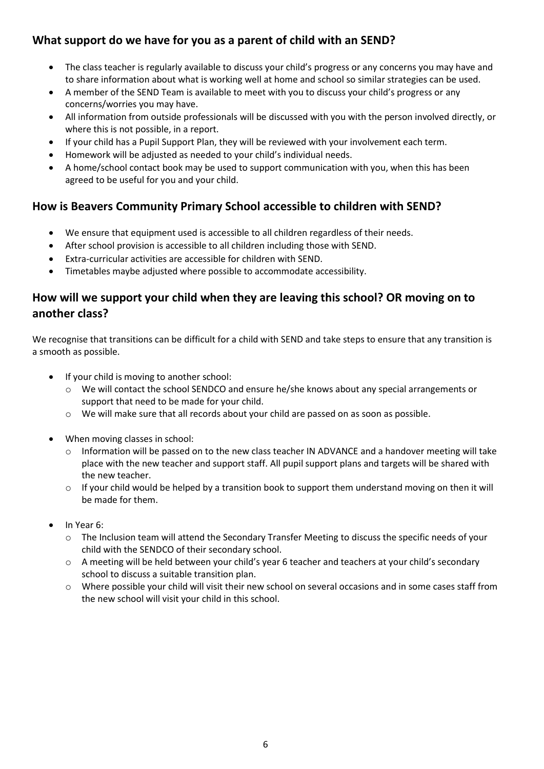## What support do we have for you as a parent of child with an SEND?

- The class teacher is regularly available to discuss your child's progress or any concerns you may have and to share information about what is working well at home and school so similar strategies can be used.
- A member of the SEND Team is available to meet with you to discuss your child's progress or any concerns/worries you may have.
- All information from outside professionals will be discussed with you with the person involved directly, or where this is not possible, in a report.
- If your child has a Pupil Support Plan, they will be reviewed with your involvement each term.
- Homework will be adjusted as needed to your child's individual needs.
- A home/school contact book may be used to support communication with you, when this has been agreed to be useful for you and your child.

## How is Beavers Community Primary School accessible to children with SEND?

- We ensure that equipment used is accessible to all children regardless of their needs.
- After school provision is accessible to all children including those with SEND.
- Extra-curricular activities are accessible for children with SEND.
- Timetables maybe adjusted where possible to accommodate accessibility.

## How will we support your child when they are leaving this school? OR moving on to another class?

We recognise that transitions can be difficult for a child with SEND and take steps to ensure that any transition is a smooth as possible.

- If your child is moving to another school:
  - We will contact the school SENDCO and ensure he/she knows about any special arrangements or support that need to be made for your child.
  - We will make sure that all records about your child are passed on as soon as possible.

- When moving classes in school:
  - Information will be passed on to the new class teacher IN ADVANCE and a handover meeting will take place with the new teacher and support staff. All pupil support plans and targets will be shared with the new teacher.
  - If your child would be helped by a transition book to support them understand moving on then it will be made for them.

- In Year 6:
  - The Inclusion team will attend the Secondary Transfer Meeting to discuss the specific needs of your child with the SENDCO of their secondary school.
  - A meeting will be held between your child's year 6 teacher and teachers at your child's secondary school to discuss a suitable transition plan.
  - Where possible your child will visit their new school on several occasions and in some cases staff from the new school will visit your child in this school.